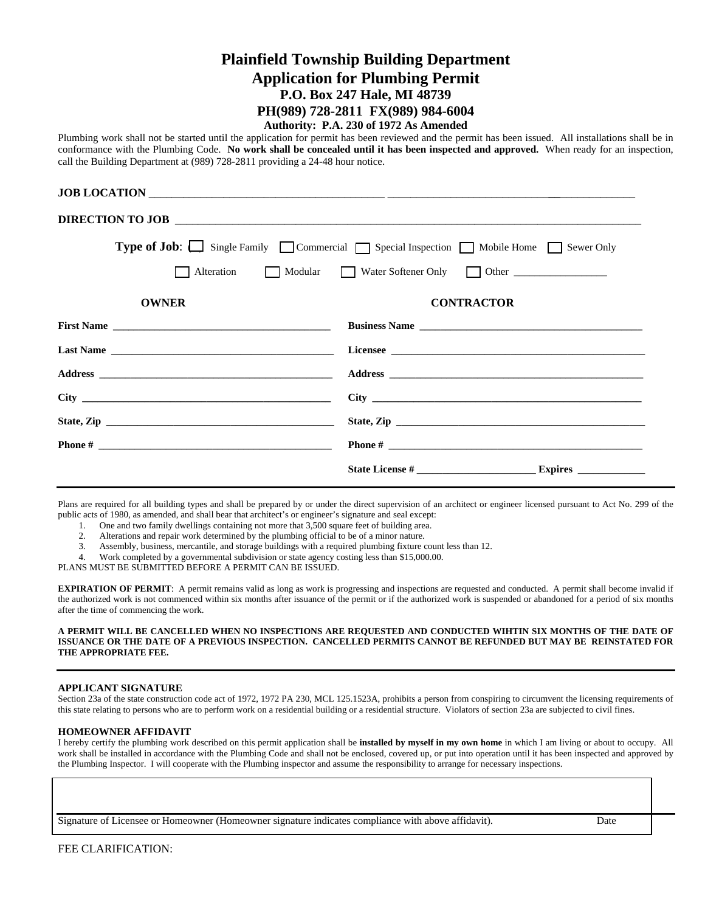# Plainfield Township Building Department

## Application for Plumbing Permit

**P.O. Box 247 Hale, MI 48739**

**PH(989) 728-2811 FX(989) 984-6004**

**Authority: P.A. 230 of 1972 As Amended**

Plumbing work shall not be started until the application for permit has been reviewed and the permit has been issued. All installations shall be in conformance with the Plumbing Code. **No work shall be concealed until it has been inspected and approved.** When ready for an inspection, call the Building Department at (989) 728-2811 providing a 24-48 hour notice.

**JOB LOCATION** ________________________________________ ________________________________________

**DIRECTION TO JOB** ________________________________________________________________________________

**Type of Job**: ☐ Single Family ☐ Commercial ☐ Special Inspection ☐ Mobile Home ☐ Sewer Only

☐ Alteration ☐ Modular ☐ Water Softener Only ☐ Other _________________

| **OWNER** | **CONTRACTOR** |
|---|---|
| **First Name** ________________________________ | **Business Name** ________________________________ |
| **Last Name** ________________________________ | **Licensee** ________________________________ |
| **Address** ________________________________ | **Address** ________________________________ |
| **City** ________________________________ | **City** ________________________________ |
| **State, Zip** ________________________________ | **State, Zip** ________________________________ |
| **Phone #** ________________________________ | **Phone #** ________________________________ |
| | **State License #** ______________________ **Expires** _____________ |

Plans are required for all building types and shall be prepared by or under the direct supervision of an architect or engineer licensed pursuant to Act No. 299 of the public acts of 1980, as amended, and shall bear that architect's or engineer's signature and seal except:

1. One and two family dwellings containing not more that 3,500 square feet of building area.
2. Alterations and repair work determined by the plumbing official to be of a minor nature.
3. Assembly, business, mercantile, and storage buildings with a required plumbing fixture count less than 12.
4. Work completed by a governmental subdivision or state agency costing less than $15,000.00.

PLANS MUST BE SUBMITTED BEFORE A PERMIT CAN BE ISSUED.

**EXPIRATION OF PERMIT**: A permit remains valid as long as work is progressing and inspections are requested and conducted. A permit shall become invalid if the authorized work is not commenced within six months after issuance of the permit or if the authorized work is suspended or abandoned for a period of six months after the time of commencing the work.

**A PERMIT WILL BE CANCELLED WHEN NO INSPECTIONS ARE REQUESTED AND CONDUCTED WIHTIN SIX MONTHS OF THE DATE OF ISSUANCE OR THE DATE OF A PREVIOUS INSPECTION. CANCELLED PERMITS CANNOT BE REFUNDED BUT MAY BE REINSTATED FOR THE APPROPRIATE FEE.**

**APPLICANT SIGNATURE**

Section 23a of the state construction code act of 1972, 1972 PA 230, MCL 125.1523A, prohibits a person from conspiring to circumvent the licensing requirements of this state relating to persons who are to perform work on a residential building or a residential structure. Violators of section 23a are subjected to civil fines.

**HOMEOWNER AFFIDAVIT**

I hereby certify the plumbing work described on this permit application shall be **installed by myself in my own home** in which I am living or about to occupy. All work shall be installed in accordance with the Plumbing Code and shall not be enclosed, covered up, or put into operation until it has been inspected and approved by the Plumbing Inspector. I will cooperate with the Plumbing inspector and assume the responsibility to arrange for necessary inspections.

Signature of Licensee or Homeowner (Homeowner signature indicates compliance with above affidavit). Date

FEE CLARIFICATION: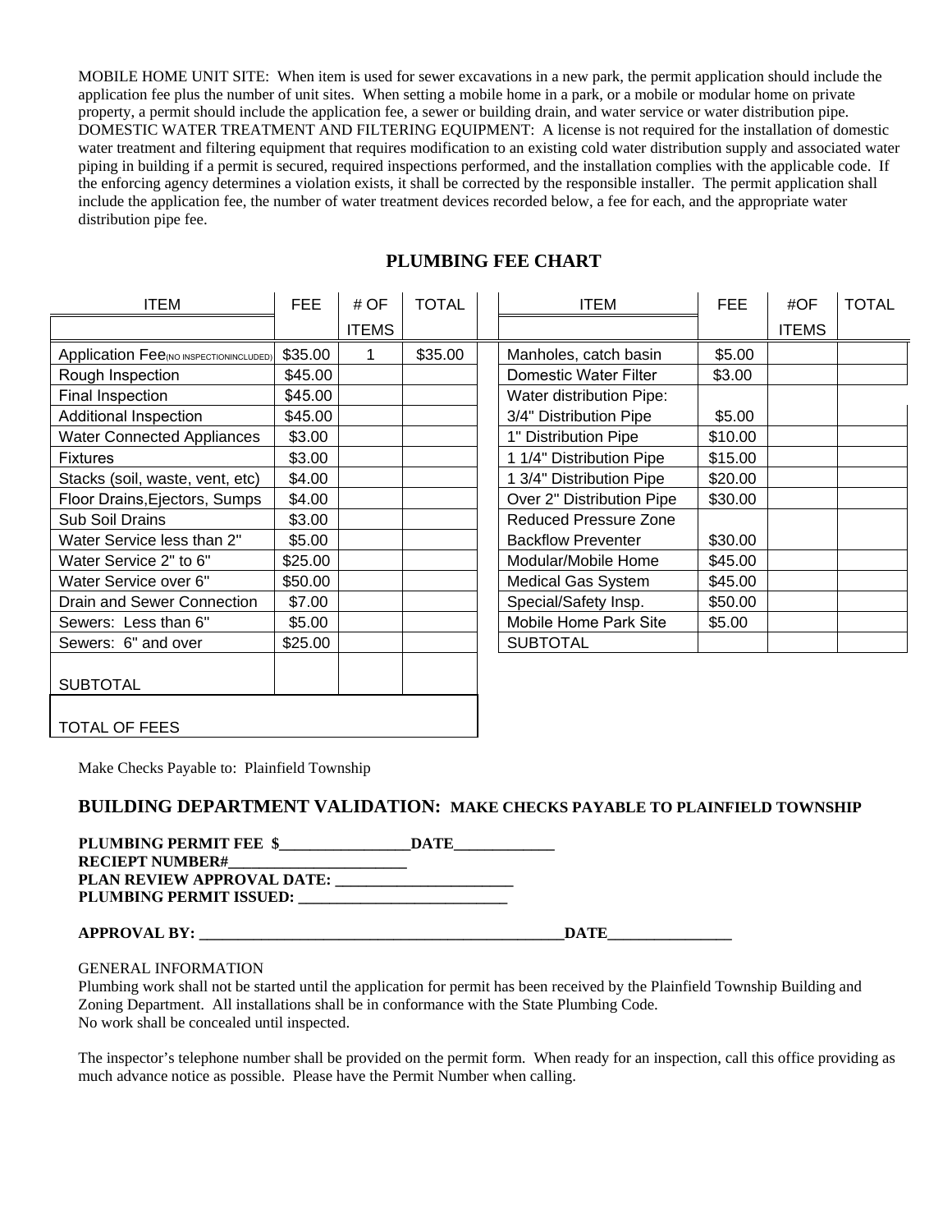MOBILE HOME UNIT SITE: When item is used for sewer excavations in a new park, the permit application should include the application fee plus the number of unit sites. When setting a mobile home in a park, or a mobile or modular home on private property, a permit should include the application fee, a sewer or building drain, and water service or water distribution pipe. DOMESTIC WATER TREATMENT AND FILTERING EQUIPMENT: A license is not required for the installation of domestic water treatment and filtering equipment that requires modification to an existing cold water distribution supply and associated water piping in building if a permit is secured, required inspections performed, and the installation complies with the applicable code. If the enforcing agency determines a violation exists, it shall be corrected by the responsible installer. The permit application shall include the application fee, the number of water treatment devices recorded below, a fee for each, and the appropriate water distribution pipe fee.

## PLUMBING FEE CHART

| ITEM | FEE | # OF ITEMS | TOTAL |
|---|---|---|---|
| Application Fee(NO INSPECTIONINCLUDED) | $35.00 | 1 | $35.00 |
| Rough Inspection | $45.00 | | |
| Final Inspection | $45.00 | | |
| Additional Inspection | $45.00 | | |
| Water Connected Appliances | $3.00 | | |
| Fixtures | $3.00 | | |
| Stacks (soil, waste, vent, etc) | $4.00 | | |
| Floor Drains,Ejectors, Sumps | $4.00 | | |
| Sub Soil Drains | $3.00 | | |
| Water Service less than 2" | $5.00 | | |
| Water Service 2" to 6" | $25.00 | | |
| Water Service over 6" | $50.00 | | |
| Drain and Sewer Connection | $7.00 | | |
| Sewers: Less than 6" | $5.00 | | |
| Sewers: 6" and over | $25.00 | | |
| SUBTOTAL | | | |
| TOTAL OF FEES | | | |

| ITEM | FEE | #OF ITEMS | TOTAL |
|---|---|---|---|
| Manholes, catch basin | $5.00 | | |
| Domestic Water Filter | $3.00 | | |
| Water distribution Pipe: 3/4" Distribution Pipe | $5.00 | | |
| 1" Distribution Pipe | $10.00 | | |
| 1 1/4" Distribution Pipe | $15.00 | | |
| 1 3/4" Distribution Pipe | $20.00 | | |
| Over 2" Distribution Pipe | $30.00 | | |
| Reduced Pressure Zone Backflow Preventer | $30.00 | | |
| Modular/Mobile Home | $45.00 | | |
| Medical Gas System | $45.00 | | |
| Special/Safety Insp. | $50.00 | | |
| Mobile Home Park Site | $5.00 | | |
| SUBTOTAL | | | |

Make Checks Payable to: Plainfield Township

## BUILDING DEPARTMENT VALIDATION: MAKE CHECKS PAYABLE TO PLAINFIELD TOWNSHIP

**PLUMBING PERMIT FEE $\_\_\_\_\_\_\_\_\_\_\_\_\_\_\_\_\_DATE\_\_\_\_\_\_\_\_\_\_\_\_\_**
**RECIEPT NUMBER#\_\_\_\_\_\_\_\_\_\_\_\_\_\_\_\_\_\_\_\_\_\_\_**
**PLAN REVIEW APPROVAL DATE: \_\_\_\_\_\_\_\_\_\_\_\_\_\_\_\_\_\_\_\_\_\_\_**
**PLUMBING PERMIT ISSUED: \_\_\_\_\_\_\_\_\_\_\_\_\_\_\_\_\_\_\_\_\_\_\_\_\_\_\_**

**APPROVAL BY: \_\_\_\_\_\_\_\_\_\_\_\_\_\_\_\_\_\_\_\_\_\_\_\_\_\_\_\_\_\_\_\_\_\_\_\_\_\_\_\_\_\_\_\_\_\_\_\_DATE\_\_\_\_\_\_\_\_\_\_\_\_\_\_\_\_**

GENERAL INFORMATION
Plumbing work shall not be started until the application for permit has been received by the Plainfield Township Building and Zoning Department. All installations shall be in conformance with the State Plumbing Code.
No work shall be concealed until inspected.

The inspector's telephone number shall be provided on the permit form. When ready for an inspection, call this office providing as much advance notice as possible. Please have the Permit Number when calling.